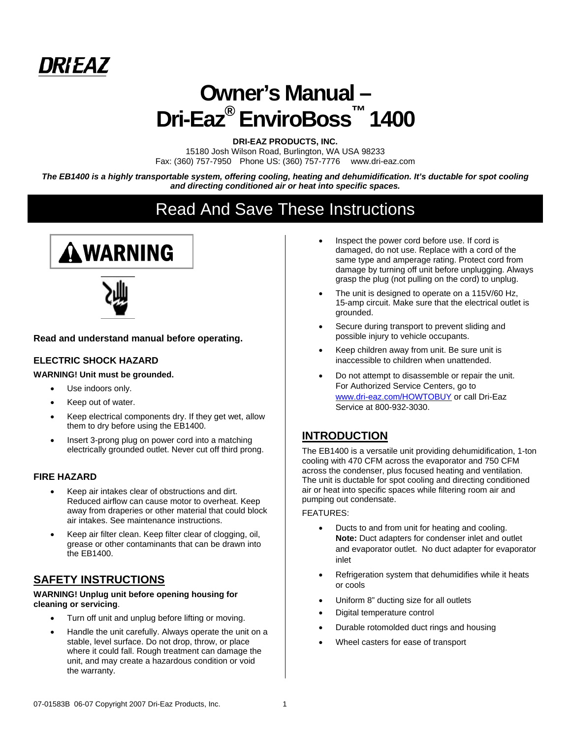DRI-EAZ

# Owner's Manual – Dri-Eaz® EnviroBoss™ 1400

**DRI-EAZ PRODUCTS, INC.**
15180 Josh Wilson Road, Burlington, WA USA 98233
Fax: (360) 757-7950 Phone US: (360) 757-7776 www.dri-eaz.com

***The EB1400 is a highly transportable system, offering cooling, heating and dehumidification. It's ductable for spot cooling and directing conditioned air or heat into specific spaces.***

## Read And Save These Instructions

**WARNING**

**Read and understand manual before operating.**

### ELECTRIC SHOCK HAZARD

**WARNING! Unit must be grounded.**

- Use indoors only.
- Keep out of water.
- Keep electrical components dry. If they get wet, allow them to dry before using the EB1400.
- Insert 3-prong plug on power cord into a matching electrically grounded outlet. Never cut off third prong.

### FIRE HAZARD

- Keep air intakes clear of obstructions and dirt. Reduced airflow can cause motor to overheat. Keep away from draperies or other material that could block air intakes. See maintenance instructions.
- Keep air filter clean. Keep filter clear of clogging, oil, grease or other contaminants that can be drawn into the EB1400.

## SAFETY INSTRUCTIONS

**WARNING! Unplug unit before opening housing for cleaning or servicing**.

- Turn off unit and unplug before lifting or moving.
- Handle the unit carefully. Always operate the unit on a stable, level surface. Do not drop, throw, or place where it could fall. Rough treatment can damage the unit, and may create a hazardous condition or void the warranty.
- Inspect the power cord before use. If cord is damaged, do not use. Replace with a cord of the same type and amperage rating. Protect cord from damage by turning off unit before unplugging. Always grasp the plug (not pulling on the cord) to unplug.
- The unit is designed to operate on a 115V/60 Hz, 15-amp circuit. Make sure that the electrical outlet is grounded.
- Secure during transport to prevent sliding and possible injury to vehicle occupants.
- Keep children away from unit. Be sure unit is inaccessible to children when unattended.
- Do not attempt to disassemble or repair the unit. For Authorized Service Centers, go to www.dri-eaz.com/HOWTOBUY or call Dri-Eaz Service at 800-932-3030.

## INTRODUCTION

The EB1400 is a versatile unit providing dehumidification, 1-ton cooling with 470 CFM across the evaporator and 750 CFM across the condenser, plus focused heating and ventilation. The unit is ductable for spot cooling and directing conditioned air or heat into specific spaces while filtering room air and pumping out condensate.

FEATURES:

- Ducts to and from unit for heating and cooling. **Note:** Duct adapters for condenser inlet and outlet and evaporator outlet. No duct adapter for evaporator inlet
- Refrigeration system that dehumidifies while it heats or cools
- Uniform 8" ducting size for all outlets
- Digital temperature control
- Durable rotomolded duct rings and housing
- Wheel casters for ease of transport

07-01583B 06-07 Copyright 2007 Dri-Eaz Products, Inc.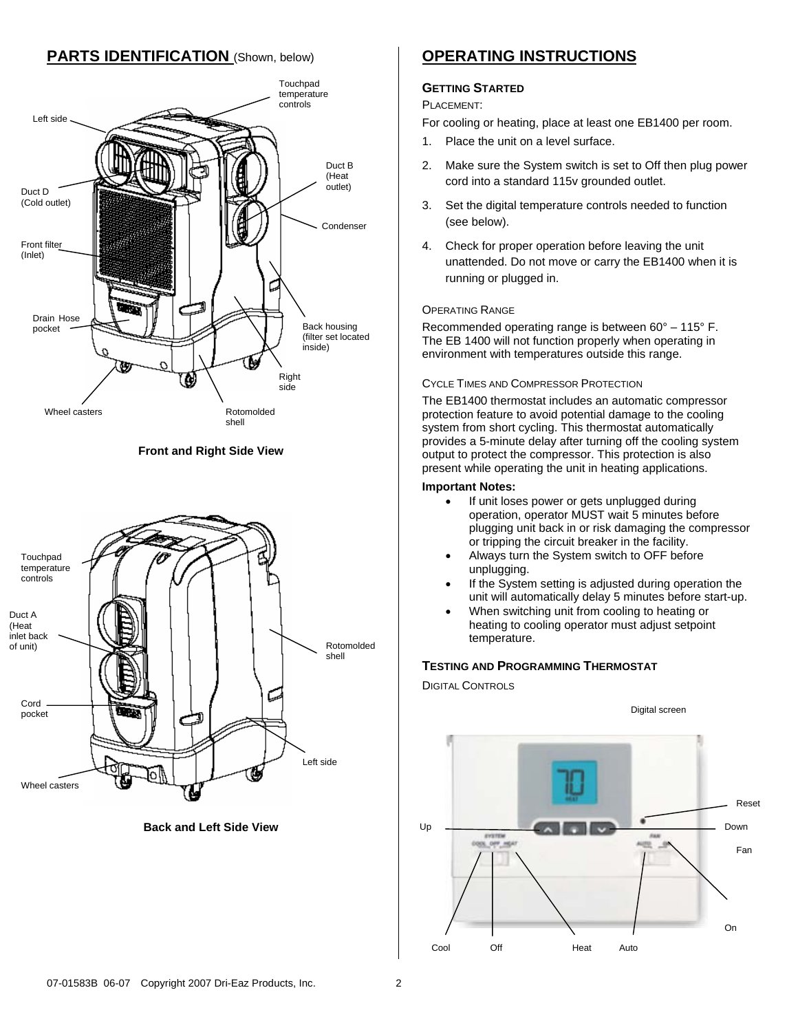## PARTS IDENTIFICATION (Shown, below)

Touchpad temperature controls

Left side

Duct B (Heat outlet)

Duct D (Cold outlet)

Condenser

Front filter (Inlet)

Drain Hose pocket

Back housing (filter set located inside)

Right side

Wheel casters

Rotomolded shell

**Front and Right Side View**

Touchpad temperature controls

Duct A (Heat inlet back of unit)

Rotomolded shell

Cord pocket

Left side

Wheel casters

**Back and Left Side View**

## OPERATING INSTRUCTIONS

### GETTING STARTED

PLACEMENT:

For cooling or heating, place at least one EB1400 per room.

1. Place the unit on a level surface.
2. Make sure the System switch is set to Off then plug power cord into a standard 115v grounded outlet.
3. Set the digital temperature controls needed to function (see below).
4. Check for proper operation before leaving the unit unattended. Do not move or carry the EB1400 when it is running or plugged in.

OPERATING RANGE

Recommended operating range is between 60° – 115° F. The EB 1400 will not function properly when operating in environment with temperatures outside this range.

CYCLE TIMES AND COMPRESSOR PROTECTION

The EB1400 thermostat includes an automatic compressor protection feature to avoid potential damage to the cooling system from short cycling. This thermostat automatically provides a 5-minute delay after turning off the cooling system output to protect the compressor. This protection is also present while operating the unit in heating applications.

**Important Notes:**

- If unit loses power or gets unplugged during operation, operator MUST wait 5 minutes before plugging unit back in or risk damaging the compressor or tripping the circuit breaker in the facility.
- Always turn the System switch to OFF before unplugging.
- If the System setting is adjusted during operation the unit will automatically delay 5 minutes before start-up.
- When switching unit from cooling to heating or heating to cooling operator must adjust setpoint temperature.

### TESTING AND PROGRAMMING THERMOSTAT

DIGITAL CONTROLS

Digital screen

Reset

Up

Down

Fan

On

Cool

Off

Heat

Auto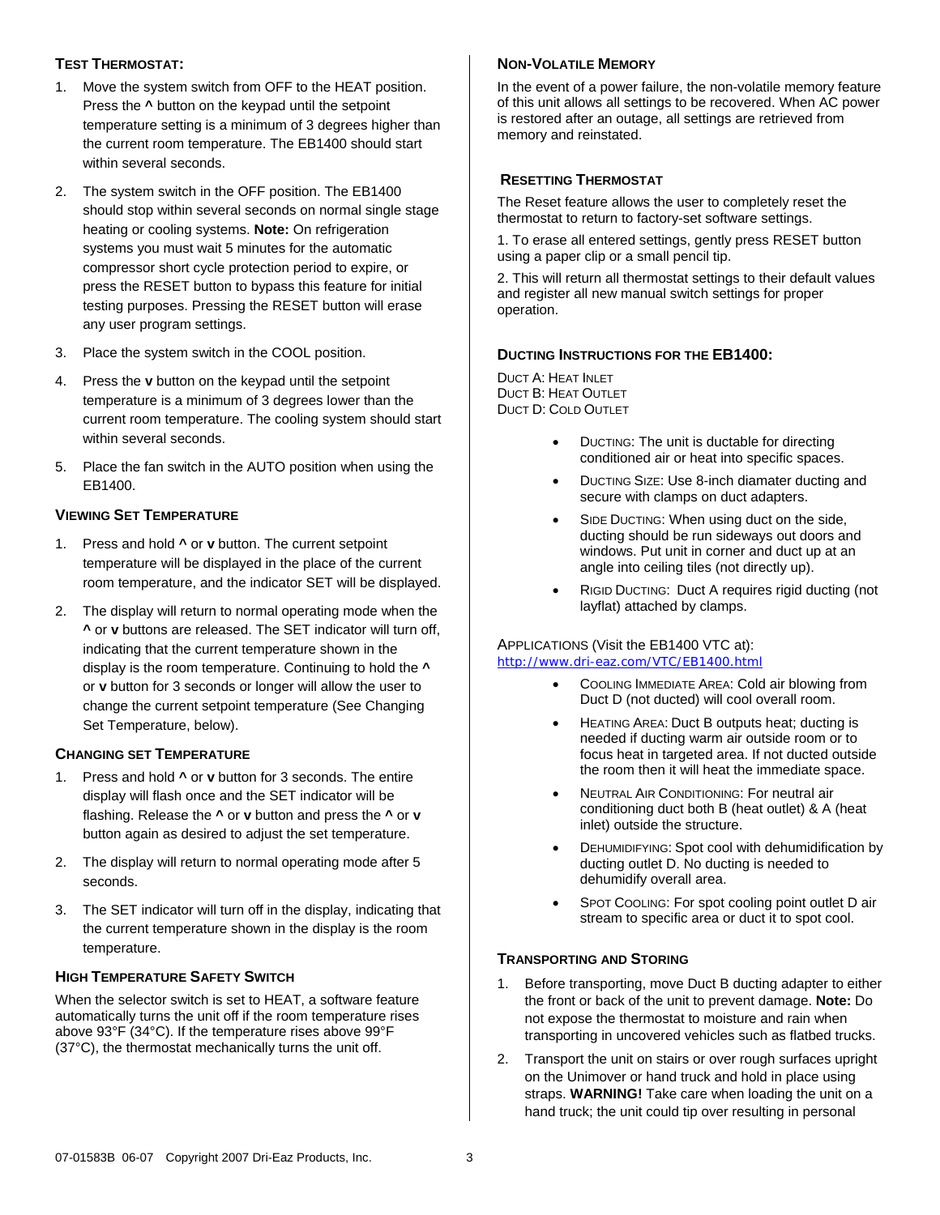### Test Thermostat:

1. Move the system switch from OFF to the HEAT position. Press the **^** button on the keypad until the setpoint temperature setting is a minimum of 3 degrees higher than the current room temperature. The EB1400 should start within several seconds.
2. The system switch in the OFF position. The EB1400 should stop within several seconds on normal single stage heating or cooling systems. **Note:** On refrigeration systems you must wait 5 minutes for the automatic compressor short cycle protection period to expire, or press the RESET button to bypass this feature for initial testing purposes. Pressing the RESET button will erase any user program settings.
3. Place the system switch in the COOL position.
4. Press the **v** button on the keypad until the setpoint temperature is a minimum of 3 degrees lower than the current room temperature. The cooling system should start within several seconds.
5. Place the fan switch in the AUTO position when using the EB1400.

### Viewing Set Temperature

1. Press and hold **^** or **v** button. The current setpoint temperature will be displayed in the place of the current room temperature, and the indicator SET will be displayed.
2. The display will return to normal operating mode when the **^** or **v** buttons are released. The SET indicator will turn off, indicating that the current temperature shown in the display is the room temperature. Continuing to hold the **^** or **v** button for 3 seconds or longer will allow the user to change the current setpoint temperature (See Changing Set Temperature, below).

### Changing Set Temperature

1. Press and hold **^** or **v** button for 3 seconds. The entire display will flash once and the SET indicator will be flashing. Release the **^** or **v** button and press the **^** or **v** button again as desired to adjust the set temperature.
2. The display will return to normal operating mode after 5 seconds.
3. The SET indicator will turn off in the display, indicating that the current temperature shown in the display is the room temperature.

### High Temperature Safety Switch

When the selector switch is set to HEAT, a software feature automatically turns the unit off if the room temperature rises above 93°F (34°C). If the temperature rises above 99°F (37°C), the thermostat mechanically turns the unit off.

### Non-Volatile Memory

In the event of a power failure, the non-volatile memory feature of this unit allows all settings to be recovered. When AC power is restored after an outage, all settings are retrieved from memory and reinstated.

### Resetting Thermostat

The Reset feature allows the user to completely reset the thermostat to return to factory-set software settings.

1. To erase all entered settings, gently press RESET button using a paper clip or a small pencil tip.

2. This will return all thermostat settings to their default values and register all new manual switch settings for proper operation.

### Ducting Instructions for the EB1400:

Duct A: Heat Inlet
Duct B: Heat Outlet
Duct D: Cold Outlet

- Ducting: The unit is ductable for directing conditioned air or heat into specific spaces.
- Ducting Size: Use 8-inch diamater ducting and secure with clamps on duct adapters.
- Side Ducting: When using duct on the side, ducting should be run sideways out doors and windows. Put unit in corner and duct up at an angle into ceiling tiles (not directly up).
- Rigid Ducting: Duct A requires rigid ducting (not layflat) attached by clamps.

Applications (Visit the EB1400 VTC at): http://www.dri-eaz.com/VTC/EB1400.html

- Cooling Immediate Area: Cold air blowing from Duct D (not ducted) will cool overall room.
- Heating Area: Duct B outputs heat; ducting is needed if ducting warm air outside room or to focus heat in targeted area. If not ducted outside the room then it will heat the immediate space.
- Neutral Air Conditioning: For neutral air conditioning duct both B (heat outlet) & A (heat inlet) outside the structure.
- Dehumidifying: Spot cool with dehumidification by ducting outlet D. No ducting is needed to dehumidify overall area.
- Spot Cooling: For spot cooling point outlet D air stream to specific area or duct it to spot cool.

### Transporting and Storing

1. Before transporting, move Duct B ducting adapter to either the front or back of the unit to prevent damage. **Note:** Do not expose the thermostat to moisture and rain when transporting in uncovered vehicles such as flatbed trucks.
2. Transport the unit on stairs or over rough surfaces upright on the Unimover or hand truck and hold in place using straps. **WARNING!** Take care when loading the unit on a hand truck; the unit could tip over resulting in personal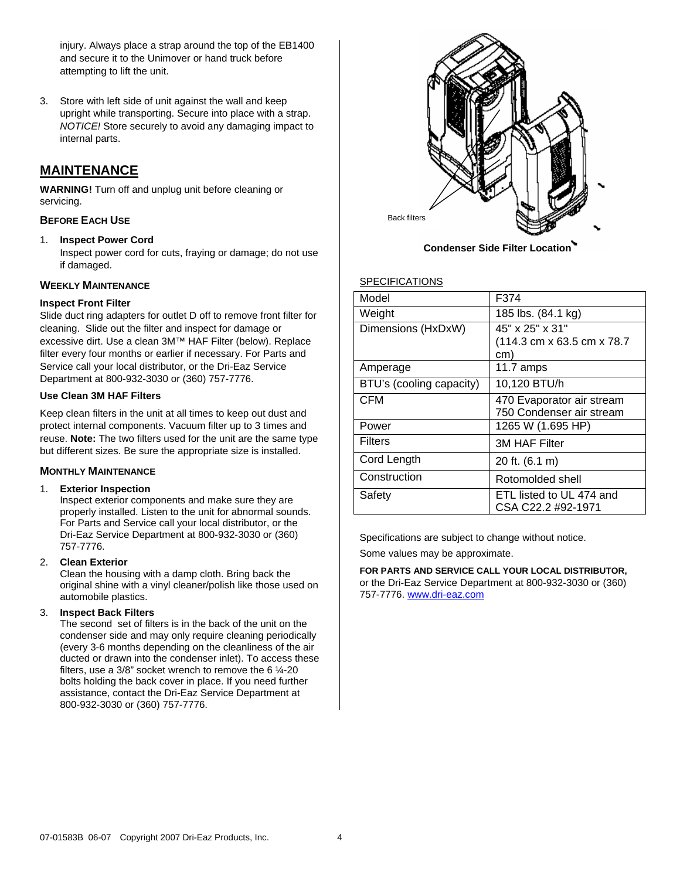injury. Always place a strap around the top of the EB1400 and secure it to the Unimover or hand truck before attempting to lift the unit.

3. Store with left side of unit against the wall and keep upright while transporting. Secure into place with a strap. *NOTICE!* Store securely to avoid any damaging impact to internal parts.

## MAINTENANCE

**WARNING!** Turn off and unplug unit before cleaning or servicing.

### BEFORE EACH USE

1. **Inspect Power Cord**
   Inspect power cord for cuts, fraying or damage; do not use if damaged.

### WEEKLY MAINTENANCE

**Inspect Front Filter**

Slide duct ring adapters for outlet D off to remove front filter for cleaning. Slide out the filter and inspect for damage or excessive dirt. Use a clean 3M™ HAF Filter (below). Replace filter every four months or earlier if necessary. For Parts and Service call your local distributor, or the Dri-Eaz Service Department at 800-932-3030 or (360) 757-7776.

**Use Clean 3M HAF Filters**

Keep clean filters in the unit at all times to keep out dust and protect internal components. Vacuum filter up to 3 times and reuse. **Note:** The two filters used for the unit are the same type but different sizes. Be sure the appropriate size is installed.

### MONTHLY MAINTENANCE

1. **Exterior Inspection**
   Inspect exterior components and make sure they are properly installed. Listen to the unit for abnormal sounds. For Parts and Service call your local distributor, or the Dri-Eaz Service Department at 800-932-3030 or (360) 757-7776.

2. **Clean Exterior**
   Clean the housing with a damp cloth. Bring back the original shine with a vinyl cleaner/polish like those used on automobile plastics.

3. **Inspect Back Filters**
   The second set of filters is in the back of the unit on the condenser side and may only require cleaning periodically (every 3-6 months depending on the cleanliness of the air ducted or drawn into the condenser inlet). To access these filters, use a 3/8" socket wrench to remove the 6 ¼-20 bolts holding the back cover in place. If you need further assistance, contact the Dri-Eaz Service Department at 800-932-3030 or (360) 757-7776.

Back filters

**Condenser Side Filter Location**

SPECIFICATIONS

| Model | F374 |
|---|---|
| Weight | 185 lbs. (84.1 kg) |
| Dimensions (HxDxW) | 45" x 25" x 31" (114.3 cm x 63.5 cm x 78.7 cm) |
| Amperage | 11.7 amps |
| BTU's (cooling capacity) | 10,120 BTU/h |
| CFM | 470 Evaporator air stream 750 Condenser air stream |
| Power | 1265 W (1.695 HP) |
| Filters | 3M HAF Filter |
| Cord Length | 20 ft. (6.1 m) |
| Construction | Rotomolded shell |
| Safety | ETL listed to UL 474 and CSA C22.2 #92-1971 |

Specifications are subject to change without notice.

Some values may be approximate.

**FOR PARTS AND SERVICE CALL YOUR LOCAL DISTRIBUTOR,** or the Dri-Eaz Service Department at 800-932-3030 or (360) 757-7776. www.dri-eaz.com

07-01583B 06-07 Copyright 2007 Dri-Eaz Products, Inc.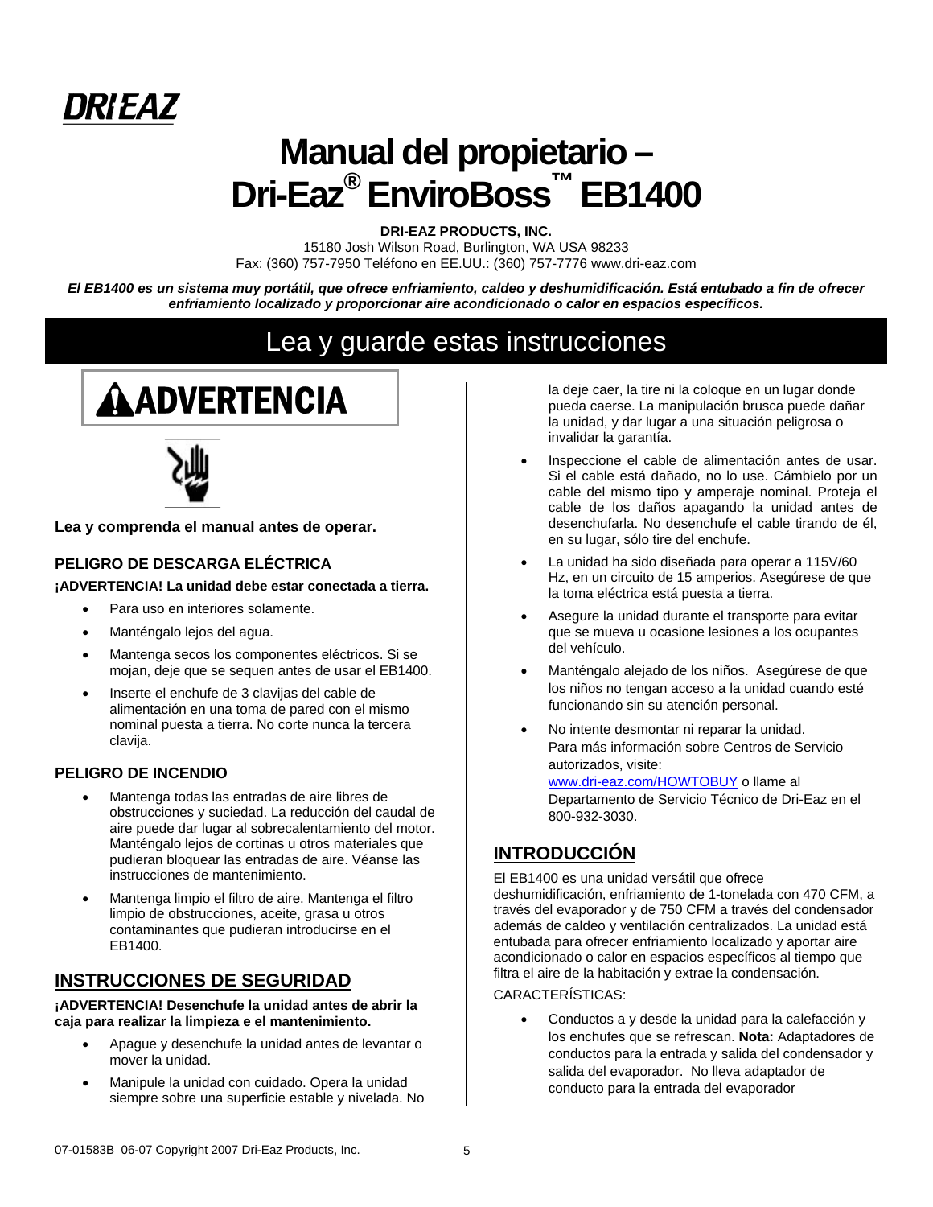DRI-EAZ

# Manual del propietario – Dri-Eaz® EnviroBoss™ EB1400

**DRI-EAZ PRODUCTS, INC.**

15180 Josh Wilson Road, Burlington, WA USA 98233

Fax: (360) 757-7950 Teléfono en EE.UU.: (360) 757-7776 www.dri-eaz.com

***El EB1400 es un sistema muy portátil, que ofrece enfriamiento, caldeo y deshumidificación. Está entubado a fin de ofrecer enfriamiento localizado y proporcionar aire acondicionado o calor en espacios específicos.***

## Lea y guarde estas instrucciones

### ⚠ADVERTENCIA

**Lea y comprenda el manual antes de operar.**

#### PELIGRO DE DESCARGA ELÉCTRICA

**¡ADVERTENCIA! La unidad debe estar conectada a tierra.**

- Para uso en interiores solamente.
- Manténgalo lejos del agua.
- Mantenga secos los componentes eléctricos. Si se mojan, deje que se sequen antes de usar el EB1400.
- Inserte el enchufe de 3 clavijas del cable de alimentación en una toma de pared con el mismo nominal puesta a tierra. No corte nunca la tercera clavija.

#### PELIGRO DE INCENDIO

- Mantenga todas las entradas de aire libres de obstrucciones y suciedad. La reducción del caudal de aire puede dar lugar al sobrecalentamiento del motor. Manténgalo lejos de cortinas u otros materiales que pudieran bloquear las entradas de aire. Véanse las instrucciones de mantenimiento.
- Mantenga limpio el filtro de aire. Mantenga el filtro limpio de obstrucciones, aceite, grasa u otros contaminantes que pudieran introducirse en el EB1400.

## INSTRUCCIONES DE SEGURIDAD

**¡ADVERTENCIA! Desenchufe la unidad antes de abrir la caja para realizar la limpieza e el mantenimiento.**

- Apague y desenchufe la unidad antes de levantar o mover la unidad.
- Manipule la unidad con cuidado. Opera la unidad siempre sobre una superficie estable y nivelada. No la deje caer, la tire ni la coloque en un lugar donde pueda caerse. La manipulación brusca puede dañar la unidad, y dar lugar a una situación peligrosa o invalidar la garantía.
- Inspeccione el cable de alimentación antes de usar. Si el cable está dañado, no lo use. Cámbielo por un cable del mismo tipo y amperaje nominal. Proteja el cable de los daños apagando la unidad antes de desenchufarla. No desenchufe el cable tirando de él, en su lugar, sólo tire del enchufe.
- La unidad ha sido diseñada para operar a 115V/60 Hz, en un circuito de 15 amperios. Asegúrese de que la toma eléctrica está puesta a tierra.
- Asegure la unidad durante el transporte para evitar que se mueva u ocasione lesiones a los ocupantes del vehículo.
- Manténgalo alejado de los niños. Asegúrese de que los niños no tengan acceso a la unidad cuando esté funcionando sin su atención personal.
- No intente desmontar ni reparar la unidad. Para más información sobre Centros de Servicio autorizados, visite: www.dri-eaz.com/HOWTOBUY o llame al Departamento de Servicio Técnico de Dri-Eaz en el 800-932-3030.

## INTRODUCCIÓN

El EB1400 es una unidad versátil que ofrece deshumidificación, enfriamiento de 1-tonelada con 470 CFM, a través del evaporador y de 750 CFM a través del condensador además de caldeo y ventilación centralizados. La unidad está entubada para ofrecer enfriamiento localizado y aportar aire acondicionado o calor en espacios específicos al tiempo que filtra el aire de la habitación y extrae la condensación.

CARACTERÍSTICAS:

- Conductos a y desde la unidad para la calefacción y los enchufes que se refrescan. **Nota:** Adaptadores de conductos para la entrada y salida del condensador y salida del evaporador. No lleva adaptador de conducto para la entrada del evaporador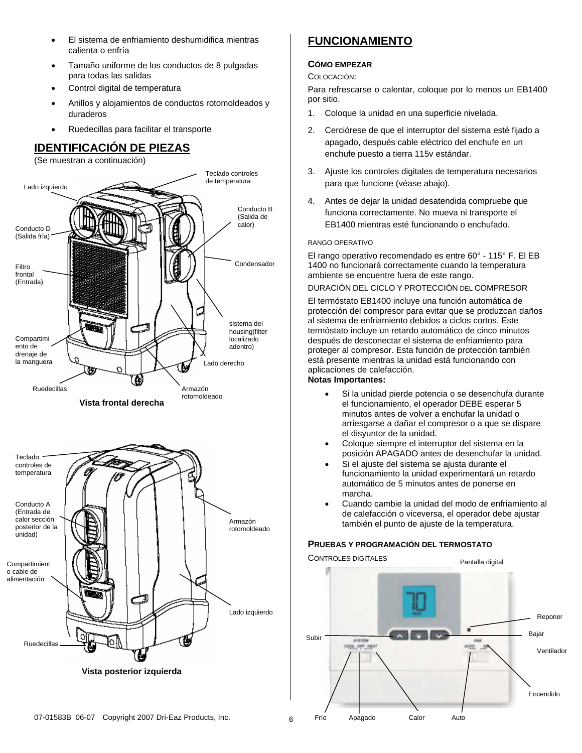- El sistema de enfriamiento deshumidifica mientras calienta o enfría
- Tamaño uniforme de los conductos de 8 pulgadas para todas las salidas
- Control digital de temperatura
- Anillos y alojamientos de conductos rotomoldeados y duraderos
- Ruedecillas para facilitar el transporte

## IDENTIFICACIÓN DE PIEZAS

(Se muestran a continuación)

Teclado controles de temperatura
Lado izquierdo
Conducto B (Salida de calor)
Conducto D (Salida fría)
Condensador
Filtro frontal (Entrada)
sistema del housing(filter localizado adentro)
Compartimiento de drenaje de la manguera
Lado derecho
Ruedecillas
Armazón rotomoldeado

**Vista frontal derecha**

Teclado controles de temperatura
Conducto A (Entrada de calor sección posterior de la unidad)
Armazón rotomoldeado
Compartimiento cable de alimentación
Lado izquierdo
Ruedecillas

**Vista posterior izquierda**

## FUNCIONAMIENTO

### CÓMO EMPEZAR

COLOCACIÓN:

Para refrescarse o calentar, coloque por lo menos un EB1400 por sitio.

1. Coloque la unidad en una superficie nivelada.
2. Cerciórese de que el interruptor del sistema esté fijado a apagado, después cable eléctrico del enchufe en un enchufe puesto a tierra 115v estándar.
3. Ajuste los controles digitales de temperatura necesarios para que funcione (véase abajo).
4. Antes de dejar la unidad desatendida compruebe que funciona correctamente. No mueva ni transporte el EB1400 mientras esté funcionando o enchufado.

RANGO OPERATIVO

El rango operativo recomendado es entre 60° - 115° F. El EB 1400 no funcionará correctamente cuando la temperatura ambiente se encuentre fuera de este rango.

DURACIÓN DEL CICLO Y PROTECCIÓN DEL COMPRESOR

El termóstato EB1400 incluye una función automática de protección del compresor para evitar que se produzcan daños al sistema de enfriamiento debidos a ciclos cortos. Este termóstato incluye un retardo automático de cinco minutos después de desconectar el sistema de enfriamiento para proteger al compresor. Esta función de protección también está presente mientras la unidad está funcionando con aplicaciones de calefacción.

**Notas Importantes:**

- Si la unidad pierde potencia o se desenchufa durante el funcionamiento, el operador DEBE esperar 5 minutos antes de volver a enchufar la unidad o arriesgarse a dañar el compresor o a que se dispare el disyuntor de la unidad.
- Coloque siempre el interruptor del sistema en la posición APAGADO antes de desenchufar la unidad.
- Si el ajuste del sistema se ajusta durante el funcionamiento la unidad experimentará un retardo automático de 5 minutos antes de ponerse en marcha.
- Cuando cambie la unidad del modo de enfriamiento al de calefacción o viceversa, el operador debe ajustar también el punto de ajuste de la temperatura.

### PRUEBAS Y PROGRAMACIÓN DEL TERMOSTATO

CONTROLES DIGITALES

Pantalla digital
Reponer
Subir
Bajar
Ventilador
Encendido
Frío
Apagado
Calor
Auto

07-01583B 06-07 Copyright 2007 Dri-Eaz Products, Inc.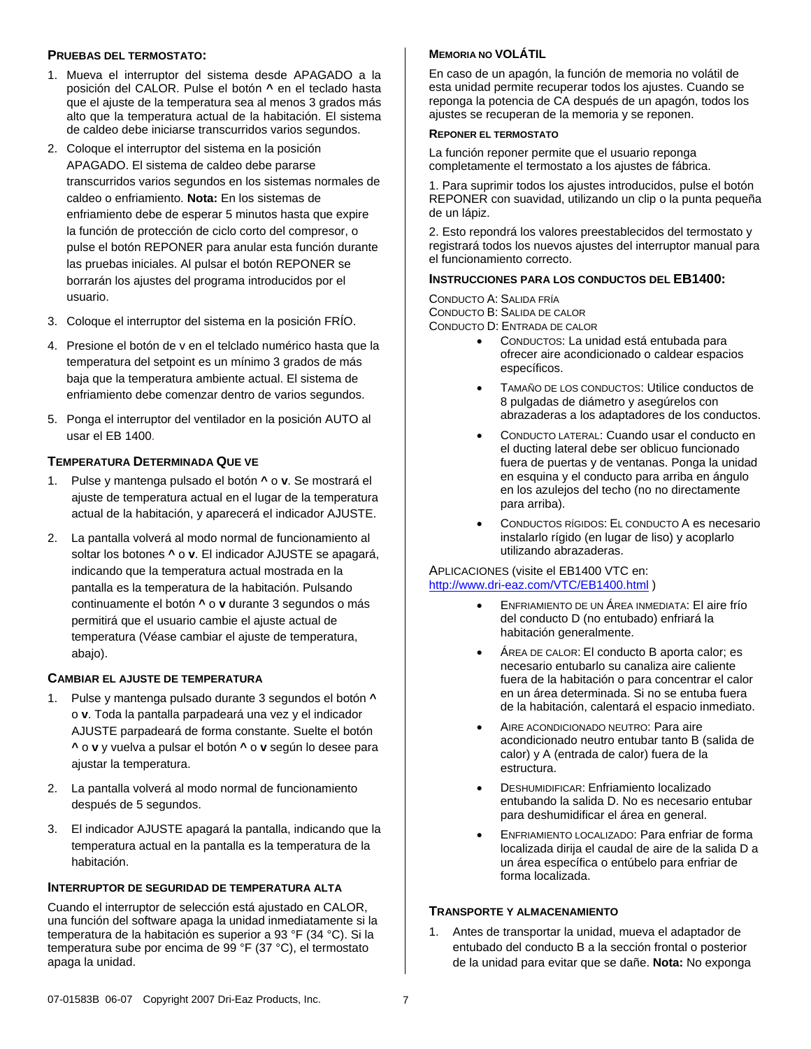### Pruebas del termostato:

1. Mueva el interruptor del sistema desde APAGADO a la posición del CALOR. Pulse el botón **^** en el teclado hasta que el ajuste de la temperatura sea al menos 3 grados más alto que la temperatura actual de la habitación. El sistema de caldeo debe iniciarse transcurridos varios segundos.
2. Coloque el interruptor del sistema en la posición APAGADO. El sistema de caldeo debe pararse transcurridos varios segundos en los sistemas normales de caldeo o enfriamiento. **Nota:** En los sistemas de enfriamiento debe de esperar 5 minutos hasta que expire la función de protección de ciclo corto del compresor, o pulse el botón REPONER para anular esta función durante las pruebas iniciales. Al pulsar el botón REPONER se borrarán los ajustes del programa introducidos por el usuario.
3. Coloque el interruptor del sistema en la posición FRÍO.
4. Presione el botón de v en el telclado numérico hasta que la temperatura del setpoint es un mínimo 3 grados de más baja que la temperatura ambiente actual. El sistema de enfriamiento debe comenzar dentro de varios segundos.
5. Ponga el interruptor del ventilador en la posición AUTO al usar el EB 1400.

### Temperatura Determinada Que ve

1. Pulse y mantenga pulsado el botón **^** o **v**. Se mostrará el ajuste de temperatura actual en el lugar de la temperatura actual de la habitación, y aparecerá el indicador AJUSTE.
2. La pantalla volverá al modo normal de funcionamiento al soltar los botones **^** o **v**. El indicador AJUSTE se apagará, indicando que la temperatura actual mostrada en la pantalla es la temperatura de la habitación. Pulsando continuamente el botón **^** o **v** durante 3 segundos o más permitirá que el usuario cambie el ajuste actual de temperatura (Véase cambiar el ajuste de temperatura, abajo).

### Cambiar el ajuste de temperatura

1. Pulse y mantenga pulsado durante 3 segundos el botón **^** o **v**. Toda la pantalla parpadeará una vez y el indicador AJUSTE parpadeará de forma constante. Suelte el botón **^** o **v** y vuelva a pulsar el botón **^** o **v** según lo desee para ajustar la temperatura.
2. La pantalla volverá al modo normal de funcionamiento después de 5 segundos.
3. El indicador AJUSTE apagará la pantalla, indicando que la temperatura actual en la pantalla es la temperatura de la habitación.

### Interruptor de seguridad de temperatura alta

Cuando el interruptor de selección está ajustado en CALOR, una función del software apaga la unidad inmediatamente si la temperatura de la habitación es superior a 93 °F (34 °C). Si la temperatura sube por encima de 99 °F (37 °C), el termostato apaga la unidad.

### Memoria no VOLÁTIL

En caso de un apagón, la función de memoria no volátil de esta unidad permite recuperar todos los ajustes. Cuando se reponga la potencia de CA después de un apagón, todos los ajustes se recuperan de la memoria y se reponen.

### Reponer el termostato

La función reponer permite que el usuario reponga completamente el termostato a los ajustes de fábrica.

1. Para suprimir todos los ajustes introducidos, pulse el botón REPONER con suavidad, utilizando un clip o la punta pequeña de un lápiz.

2. Esto repondrá los valores preestablecidos del termostato y registrará todos los nuevos ajustes del interruptor manual para el funcionamiento correcto.

### Instrucciones para los conductos del EB1400:

Conducto A: Salida fría
Conducto B: Salida de calor
Conducto D: Entrada de calor

- Conductos: La unidad está entubada para ofrecer aire acondicionado o caldear espacios específicos.
- Tamaño de los conductos: Utilice conductos de 8 pulgadas de diámetro y asegúrelos con abrazaderas a los adaptadores de los conductos.
- Conducto lateral: Cuando usar el conducto en el ducting lateral debe ser oblicuo funcionado fuera de puertas y de ventanas. Ponga la unidad en esquina y el conducto para arriba en ángulo en los azulejos del techo (no no directamente para arriba).
- Conductos rígidos: El conducto A es necesario instalarlo rígido (en lugar de liso) y acoplarlo utilizando abrazaderas.

Aplicaciones (visite el EB1400 VTC en: http://www.dri-eaz.com/VTC/EB1400.html )

- Enfriamiento de un área inmediata: El aire frío del conducto D (no entubado) enfriará la habitación generalmente.
- Área de calor: El conducto B aporta calor; es necesario entubarlo su canaliza aire caliente fuera de la habitación o para concentrar el calor en un área determinada. Si no se entuba fuera de la habitación, calentará el espacio inmediato.
- Aire acondicionado neutro: Para aire acondicionado neutro entubar tanto B (salida de calor) y A (entrada de calor) fuera de la estructura.
- Deshumidificar: Enfriamiento localizado entubando la salida D. No es necesario entubar para deshumidificar el área en general.
- Enfriamiento localizado: Para enfriar de forma localizada dirija el caudal de aire de la salida D a un área específica o entúbelo para enfriar de forma localizada.

### Transporte y almacenamiento

1. Antes de transportar la unidad, mueva el adaptador de entubado del conducto B a la sección frontal o posterior de la unidad para evitar que se dañe. **Nota:** No exponga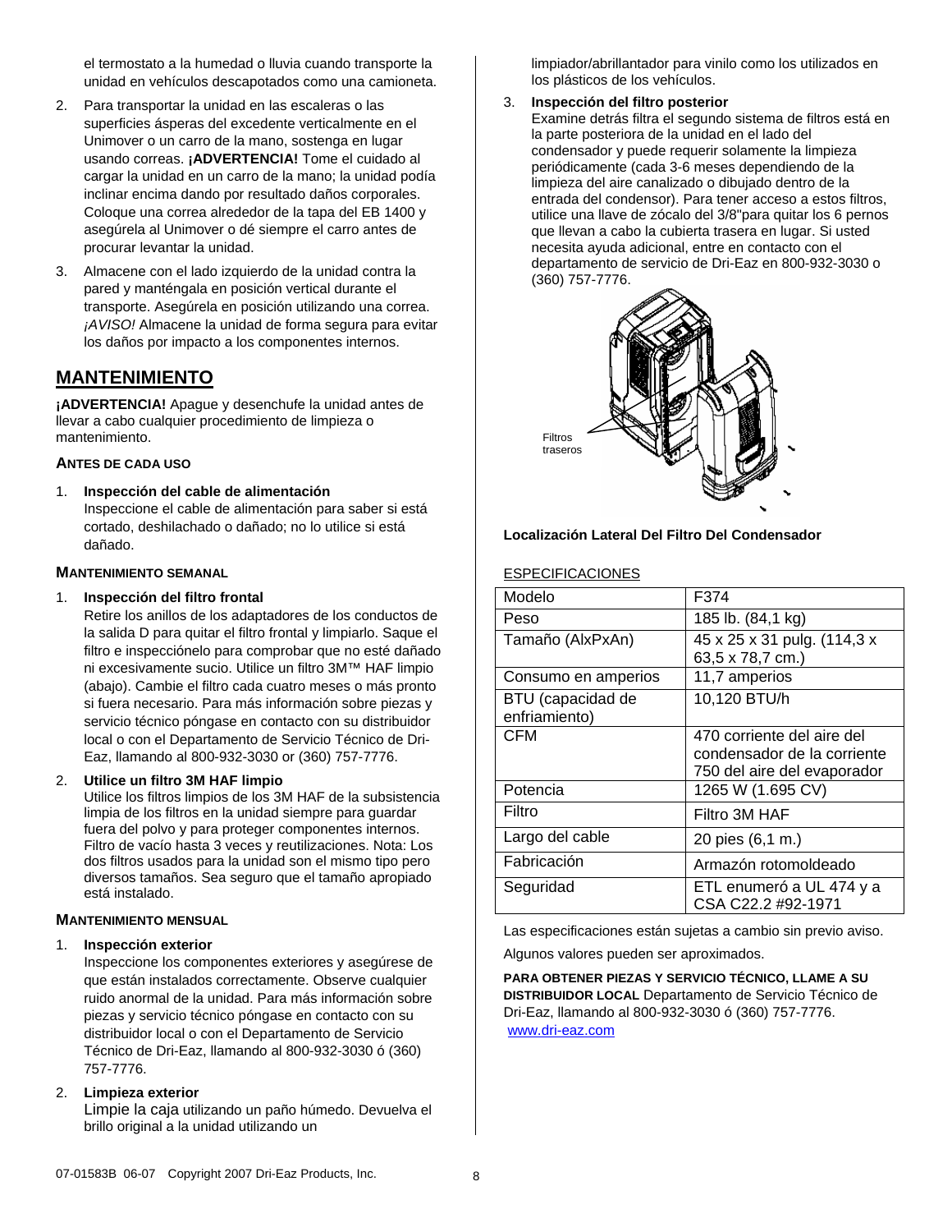el termostato a la humedad o lluvia cuando transporte la unidad en vehículos descapotados como una camioneta.

2. Para transportar la unidad en las escaleras o las superficies ásperas del excedente verticalmente en el Unimover o un carro de la mano, sostenga en lugar usando correas. **¡ADVERTENCIA!** Tome el cuidado al cargar la unidad en un carro de la mano; la unidad podía inclinar encima dando por resultado daños corporales. Coloque una correa alrededor de la tapa del EB 1400 y asegúrela al Unimover o dé siempre el carro antes de procurar levantar la unidad.
3. Almacene con el lado izquierdo de la unidad contra la pared y manténgala en posición vertical durante el transporte. Asegúrela en posición utilizando una correa. *¡AVISO!* Almacene la unidad de forma segura para evitar los daños por impacto a los componentes internos.

## MANTENIMIENTO

**¡ADVERTENCIA!** Apague y desenchufe la unidad antes de llevar a cabo cualquier procedimiento de limpieza o mantenimiento.

### ANTES DE CADA USO

1. **Inspección del cable de alimentación**
   Inspeccione el cable de alimentación para saber si está cortado, deshilachado o dañado; no lo utilice si está dañado.

### MANTENIMIENTO SEMANAL

1. **Inspección del filtro frontal**
   Retire los anillos de los adaptadores de los conductos de la salida D para quitar el filtro frontal y limpiarlo. Saque el filtro e inspecciónelo para comprobar que no esté dañado ni excesivamente sucio. Utilice un filtro 3M™ HAF limpio (abajo). Cambie el filtro cada cuatro meses o más pronto si fuera necesario. Para más información sobre piezas y servicio técnico póngase en contacto con su distribuidor local o con el Departamento de Servicio Técnico de Dri-Eaz, llamando al 800-932-3030 or (360) 757-7776.
2. **Utilice un filtro 3M HAF limpio**
   Utilice los filtros limpios de los 3M HAF de la subsistencia limpia de los filtros en la unidad siempre para guardar fuera del polvo y para proteger componentes internos. Filtro de vacío hasta 3 veces y reutilizaciones. Nota: Los dos filtros usados para la unidad son el mismo tipo pero diversos tamaños. Sea seguro que el tamaño apropiado está instalado.

### MANTENIMIENTO MENSUAL

1. **Inspección exterior**
   Inspeccione los componentes exteriores y asegúrese de que están instalados correctamente. Observe cualquier ruido anormal de la unidad. Para más información sobre piezas y servicio técnico póngase en contacto con su distribuidor local o con el Departamento de Servicio Técnico de Dri-Eaz, llamando al 800-932-3030 ó (360) 757-7776.
2. **Limpieza exterior**
   Limpie la caja utilizando un paño húmedo. Devuelva el brillo original a la unidad utilizando un limpiador/abrillantador para vinilo como los utilizados en los plásticos de los vehículos.
3. **Inspección del filtro posterior**
   Examine detrás filtra el segundo sistema de filtros está en la parte posteriora de la unidad en el lado del condensador y puede requerir solamente la limpieza periódicamente (cada 3-6 meses dependiendo de la limpieza del aire canalizado o dibujado dentro de la entrada del condensor). Para tener acceso a estos filtros, utilice una llave de zócalo del 3/8"para quitar los 6 pernos que llevan a cabo la cubierta trasera en lugar. Si usted necesita ayuda adicional, entre en contacto con el departamento de servicio de Dri-Eaz en 800-932-3030 o (360) 757-7776.

Filtros traseros

**Localización Lateral Del Filtro Del Condensador**

ESPECIFICACIONES

| Modelo | F374 |
|---|---|
| Peso | 185 lb. (84,1 kg) |
| Tamaño (AlxPxAn) | 45 x 25 x 31 pulg. (114,3 x 63,5 x 78,7 cm.) |
| Consumo en amperios | 11,7 amperios |
| BTU (capacidad de enfriamiento) | 10,120 BTU/h |
| CFM | 470 corriente del aire del condensador de la corriente 750 del aire del evaporador |
| Potencia | 1265 W (1.695 CV) |
| Filtro | Filtro 3M HAF |
| Largo del cable | 20 pies (6,1 m.) |
| Fabricación | Armazón rotomoldeado |
| Seguridad | ETL enumeró a UL 474 y a CSA C22.2 #92-1971 |

Las especificaciones están sujetas a cambio sin previo aviso.

Algunos valores pueden ser aproximados.

**PARA OBTENER PIEZAS Y SERVICIO TÉCNICO, LLAME A SU DISTRIBUIDOR LOCAL** Departamento de Servicio Técnico de Dri-Eaz, llamando al 800-932-3030 ó (360) 757-7776.
www.dri-eaz.com

07-01583B 06-07 Copyright 2007 Dri-Eaz Products, Inc.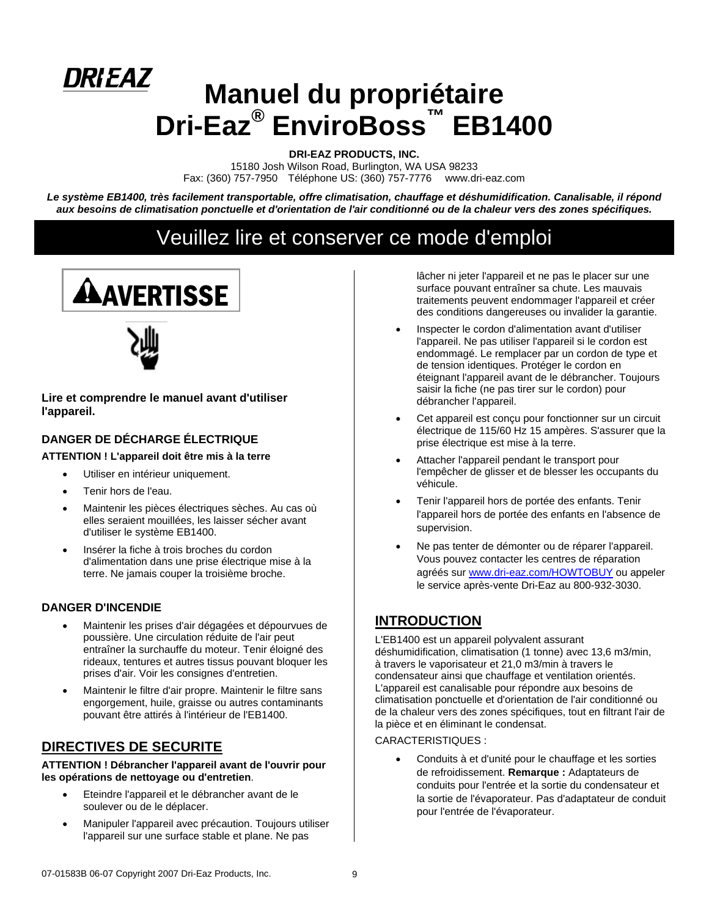# Manuel du propriétaire Dri-Eaz® EnviroBoss™ EB1400

**DRI-EAZ PRODUCTS, INC.**
15180 Josh Wilson Road, Burlington, WA USA 98233
Fax: (360) 757-7950 Téléphone US: (360) 757-7776 www.dri-eaz.com

***Le système EB1400, très facilement transportable, offre climatisation, chauffage et déshumidification. Canalisable, il répond aux besoins de climatisation ponctuelle et d'orientation de l'air conditionné ou de la chaleur vers des zones spécifiques.***

## Veuillez lire et conserver ce mode d'emploi

**AVERTISSE**

**Lire et comprendre le manuel avant d'utiliser l'appareil.**

### DANGER DE DÉCHARGE ÉLECTRIQUE

**ATTENTION ! L'appareil doit être mis à la terre**

- Utiliser en intérieur uniquement.
- Tenir hors de l'eau.
- Maintenir les pièces électriques sèches. Au cas où elles seraient mouillées, les laisser sécher avant d'utiliser le système EB1400.
- Insérer la fiche à trois broches du cordon d'alimentation dans une prise électrique mise à la terre. Ne jamais couper la troisième broche.

### DANGER D'INCENDIE

- Maintenir les prises d'air dégagées et dépourvues de poussière. Une circulation réduite de l'air peut entraîner la surchauffe du moteur. Tenir éloigné des rideaux, tentures et autres tissus pouvant bloquer les prises d'air. Voir les consignes d'entretien.
- Maintenir le filtre d'air propre. Maintenir le filtre sans engorgement, huile, graisse ou autres contaminants pouvant être attirés à l'intérieur de l'EB1400.

## DIRECTIVES DE SECURITE

**ATTENTION ! Débrancher l'appareil avant de l'ouvrir pour les opérations de nettoyage ou d'entretien**.

- Eteindre l'appareil et le débrancher avant de le soulever ou de le déplacer.
- Manipuler l'appareil avec précaution. Toujours utiliser l'appareil sur une surface stable et plane. Ne pas lâcher ni jeter l'appareil et ne pas le placer sur une surface pouvant entraîner sa chute. Les mauvais traitements peuvent endommager l'appareil et créer des conditions dangereuses ou invalider la garantie.
- Inspecter le cordon d'alimentation avant d'utiliser l'appareil. Ne pas utiliser l'appareil si le cordon est endommagé. Le remplacer par un cordon de type et de tension identiques. Protéger le cordon en éteignant l'appareil avant de le débrancher. Toujours saisir la fiche (ne pas tirer sur le cordon) pour débrancher l'appareil.
- Cet appareil est conçu pour fonctionner sur un circuit électrique de 115/60 Hz 15 ampères. S'assurer que la prise électrique est mise à la terre.
- Attacher l'appareil pendant le transport pour l'empêcher de glisser et de blesser les occupants du véhicule.
- Tenir l'appareil hors de portée des enfants. Tenir l'appareil hors de portée des enfants en l'absence de supervision.
- Ne pas tenter de démonter ou de réparer l'appareil. Vous pouvez contacter les centres de réparation agréés sur www.dri-eaz.com/HOWTOBUY ou appeler le service après-vente Dri-Eaz au 800-932-3030.

## INTRODUCTION

L'EB1400 est un appareil polyvalent assurant déshumidification, climatisation (1 tonne) avec 13,6 m3/min, à travers le vaporisateur et 21,0 m3/min à travers le condensateur ainsi que chauffage et ventilation orientés. L'appareil est canalisable pour répondre aux besoins de climatisation ponctuelle et d'orientation de l'air conditionné ou de la chaleur vers des zones spécifiques, tout en filtrant l'air de la pièce et en éliminant le condensat.

CARACTERISTIQUES :

- Conduits à et d'unité pour le chauffage et les sorties de refroidissement. **Remarque :** Adaptateurs de conduits pour l'entrée et la sortie du condensateur et la sortie de l'évaporateur. Pas d'adaptateur de conduit pour l'entrée de l'évaporateur.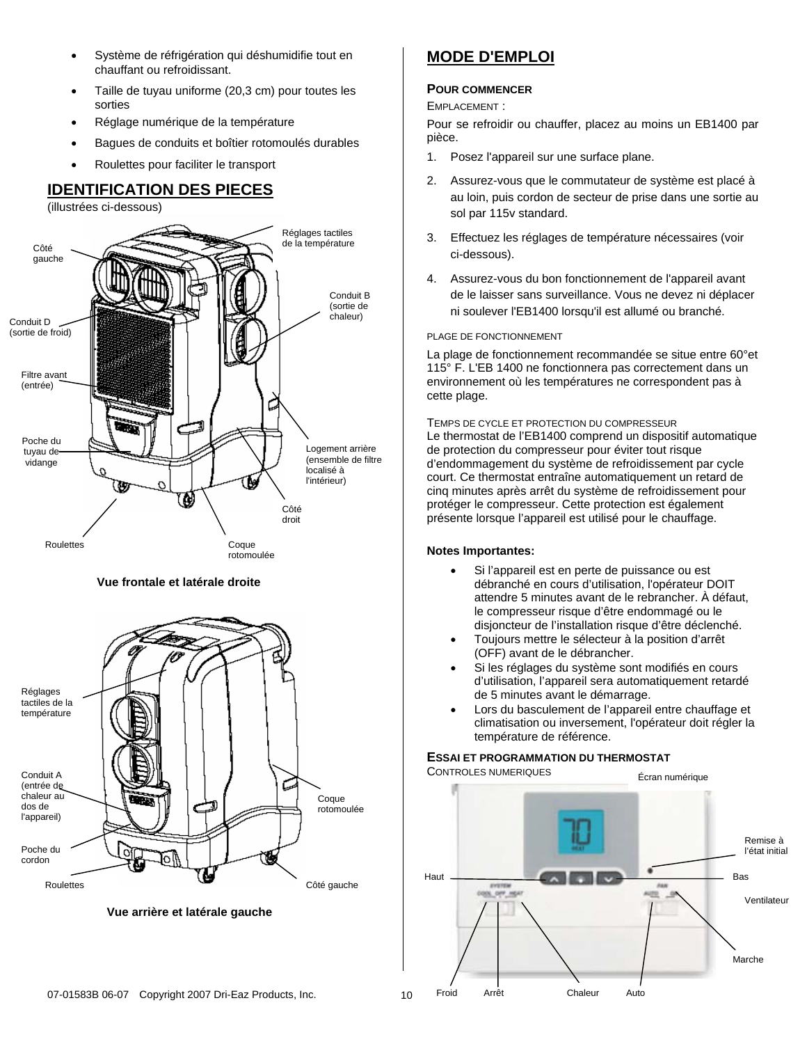- Système de réfrigération qui déshumidifie tout en chauffant ou refroidissant.
- Taille de tuyau uniforme (20,3 cm) pour toutes les sorties
- Réglage numérique de la température
- Bagues de conduits et boîtier rotomoulés durables
- Roulettes pour faciliter le transport

## IDENTIFICATION DES PIECES

(illustrées ci-dessous)

Côté gauche
Réglages tactiles de la température
Conduit B (sortie de chaleur)
Conduit D (sortie de froid)
Filtre avant (entrée)
Poche du tuyau de vidange
Logement arrière (ensemble de filtre localisé à l'intérieur)
Côté droit
Roulettes
Coque rotomoulée

**Vue frontale et latérale droite**

Réglages tactiles de la température
Conduit A (entrée de chaleur au dos de l'appareil)
Coque rotomoulée
Poche du cordon
Roulettes
Côté gauche

**Vue arrière et latérale gauche**

## MODE D'EMPLOI

### POUR COMMENCER

EMPLACEMENT :

Pour se refroidir ou chauffer, placez au moins un EB1400 par pièce.

1. Posez l'appareil sur une surface plane.
2. Assurez-vous que le commutateur de système est placé à au loin, puis cordon de secteur de prise dans une sortie au sol par 115v standard.
3. Effectuez les réglages de température nécessaires (voir ci-dessous).
4. Assurez-vous du bon fonctionnement de l'appareil avant de le laisser sans surveillance. Vous ne devez ni déplacer ni soulever l'EB1400 lorsqu'il est allumé ou branché.

PLAGE DE FONCTIONNEMENT

La plage de fonctionnement recommandée se situe entre 60°et 115° F. L'EB 1400 ne fonctionnera pas correctement dans un environnement où les températures ne correspondent pas à cette plage.

TEMPS DE CYCLE ET PROTECTION DU COMPRESSEUR

Le thermostat de l'EB1400 comprend un dispositif automatique de protection du compresseur pour éviter tout risque d'endommagement du système de refroidissement par cycle court. Ce thermostat entraîne automatiquement un retard de cinq minutes après arrêt du système de refroidissement pour protéger le compresseur. Cette protection est également présente lorsque l'appareil est utilisé pour le chauffage.

**Notes Importantes:**

- Si l'appareil est en perte de puissance ou est débranché en cours d'utilisation, l'opérateur DOIT attendre 5 minutes avant de le rebrancher. À défaut, le compresseur risque d'être endommagé ou le disjoncteur de l'installation risque d'être déclenché.
- Toujours mettre le sélecteur à la position d'arrêt (OFF) avant de le débrancher.
- Si les réglages du système sont modifiés en cours d'utilisation, l'appareil sera automatiquement retardé de 5 minutes avant le démarrage.
- Lors du basculement de l'appareil entre chauffage et climatisation ou inversement, l'opérateur doit régler la température de référence.

### ESSAI ET PROGRAMMATION DU THERMOSTAT

CONTROLES NUMERIQUES

Écran numérique
Remise à l'état initial
Haut
Bas
Ventilateur
Marche
Froid
Arrêt
Chaleur
Auto

07-01583B 06-07 Copyright 2007 Dri-Eaz Products, Inc.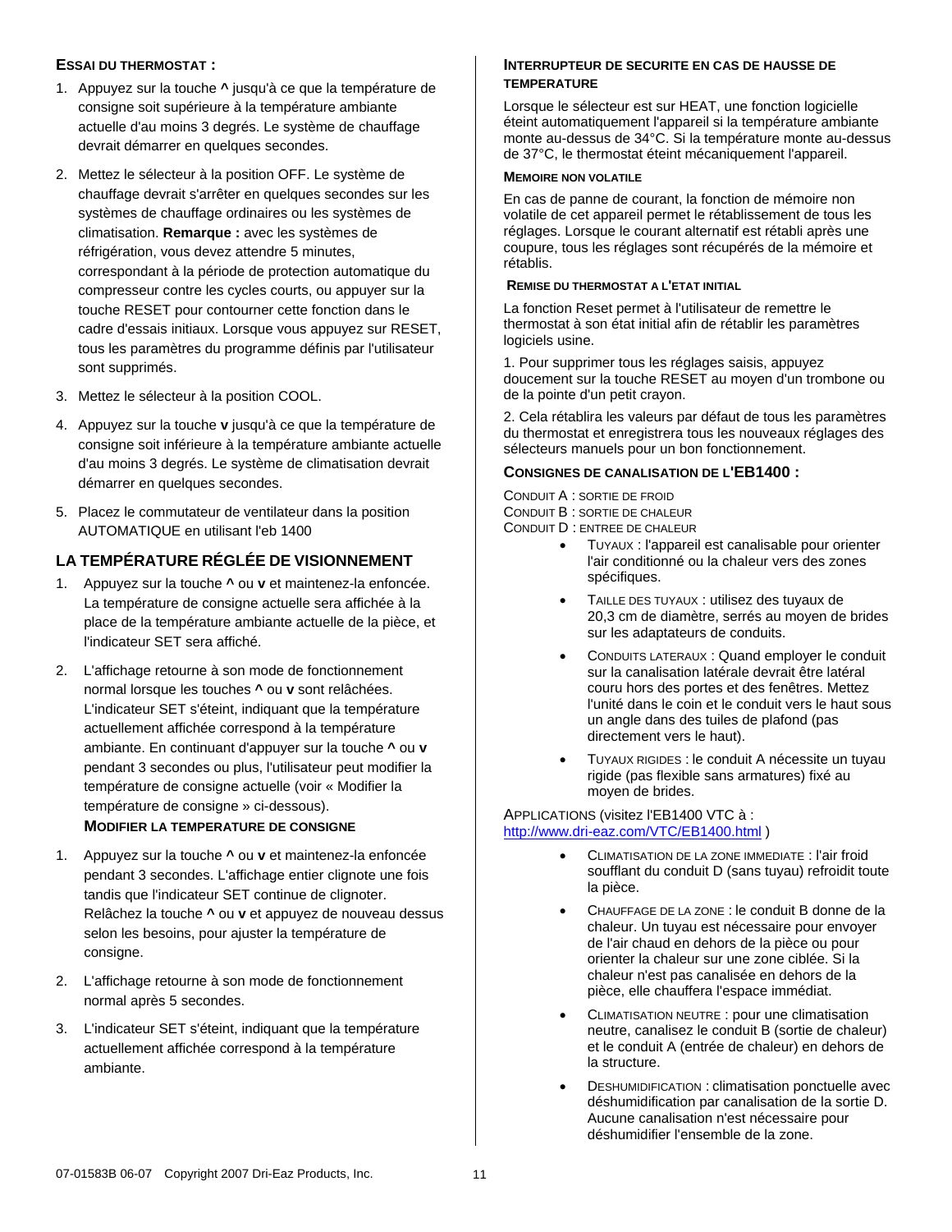### ESSAI DU THERMOSTAT :

1. Appuyez sur la touche **^** jusqu'à ce que la température de consigne soit supérieure à la température ambiante actuelle d'au moins 3 degrés. Le système de chauffage devrait démarrer en quelques secondes.
2. Mettez le sélecteur à la position OFF. Le système de chauffage devrait s'arrêter en quelques secondes sur les systèmes de chauffage ordinaires ou les systèmes de climatisation. **Remarque :** avec les systèmes de réfrigération, vous devez attendre 5 minutes, correspondant à la période de protection automatique du compresseur contre les cycles courts, ou appuyer sur la touche RESET pour contourner cette fonction dans le cadre d'essais initiaux. Lorsque vous appuyez sur RESET, tous les paramètres du programme définis par l'utilisateur sont supprimés.
3. Mettez le sélecteur à la position COOL.
4. Appuyez sur la touche **v** jusqu'à ce que la température de consigne soit inférieure à la température ambiante actuelle d'au moins 3 degrés. Le système de climatisation devrait démarrer en quelques secondes.
5. Placez le commutateur de ventilateur dans la position AUTOMATIQUE en utilisant l'eb 1400

## LA TEMPÉRATURE RÉGLÉE DE VISIONNEMENT

1. Appuyez sur la touche **^** ou **v** et maintenez-la enfoncée. La température de consigne actuelle sera affichée à la place de la température ambiante actuelle de la pièce, et l'indicateur SET sera affiché.
2. L'affichage retourne à son mode de fonctionnement normal lorsque les touches **^** ou **v** sont relâchées. L'indicateur SET s'éteint, indiquant que la température actuellement affichée correspond à la température ambiante. En continuant d'appuyer sur la touche **^** ou **v** pendant 3 secondes ou plus, l'utilisateur peut modifier la température de consigne actuelle (voir « Modifier la température de consigne » ci-dessous).

### MODIFIER LA TEMPERATURE DE CONSIGNE

1. Appuyez sur la touche **^** ou **v** et maintenez-la enfoncée pendant 3 secondes. L'affichage entier clignote une fois tandis que l'indicateur SET continue de clignoter. Relâchez la touche **^** ou **v** et appuyez de nouveau dessus selon les besoins, pour ajuster la température de consigne.
2. L'affichage retourne à son mode de fonctionnement normal après 5 secondes.
3. L'indicateur SET s'éteint, indiquant que la température actuellement affichée correspond à la température ambiante.

### INTERRUPTEUR DE SECURITE EN CAS DE HAUSSE DE TEMPERATURE

Lorsque le sélecteur est sur HEAT, une fonction logicielle éteint automatiquement l'appareil si la température ambiante monte au-dessus de 34°C. Si la température monte au-dessus de 37°C, le thermostat éteint mécaniquement l'appareil.

### MEMOIRE NON VOLATILE

En cas de panne de courant, la fonction de mémoire non volatile de cet appareil permet le rétablissement de tous les réglages. Lorsque le courant alternatif est rétabli après une coupure, tous les réglages sont récupérés de la mémoire et rétablis.

### REMISE DU THERMOSTAT A L'ETAT INITIAL

La fonction Reset permet à l'utilisateur de remettre le thermostat à son état initial afin de rétablir les paramètres logiciels usine.

1. Pour supprimer tous les réglages saisis, appuyez doucement sur la touche RESET au moyen d'un trombone ou de la pointe d'un petit crayon.

2. Cela rétablira les valeurs par défaut de tous les paramètres du thermostat et enregistrera tous les nouveaux réglages des sélecteurs manuels pour un bon fonctionnement.

### CONSIGNES DE CANALISATION DE L'EB1400 :

CONDUIT A : SORTIE DE FROID
CONDUIT B : SORTIE DE CHALEUR
CONDUIT D : ENTREE DE CHALEUR

- TUYAUX : l'appareil est canalisable pour orienter l'air conditionné ou la chaleur vers des zones spécifiques.
- TAILLE DES TUYAUX : utilisez des tuyaux de 20,3 cm de diamètre, serrés au moyen de brides sur les adaptateurs de conduits.
- CONDUITS LATERAUX : Quand employer le conduit sur la canalisation latérale devrait être latéral couru hors des portes et des fenêtres. Mettez l'unité dans le coin et le conduit vers le haut sous un angle dans des tuiles de plafond (pas directement vers le haut).
- TUYAUX RIGIDES : le conduit A nécessite un tuyau rigide (pas flexible sans armatures) fixé au moyen de brides.

APPLICATIONS (visitez l'EB1400 VTC à : http://www.dri-eaz.com/VTC/EB1400.html )

- CLIMATISATION DE LA ZONE IMMEDIATE : l'air froid soufflant du conduit D (sans tuyau) refroidit toute la pièce.
- CHAUFFAGE DE LA ZONE : le conduit B donne de la chaleur. Un tuyau est nécessaire pour envoyer de l'air chaud en dehors de la pièce ou pour orienter la chaleur sur une zone ciblée. Si la chaleur n'est pas canalisée en dehors de la pièce, elle chauffera l'espace immédiat.
- CLIMATISATION NEUTRE : pour une climatisation neutre, canalisez le conduit B (sortie de chaleur) et le conduit A (entrée de chaleur) en dehors de la structure.
- DESHUMIDIFICATION : climatisation ponctuelle avec déshumidification par canalisation de la sortie D. Aucune canalisation n'est nécessaire pour déshumidifier l'ensemble de la zone.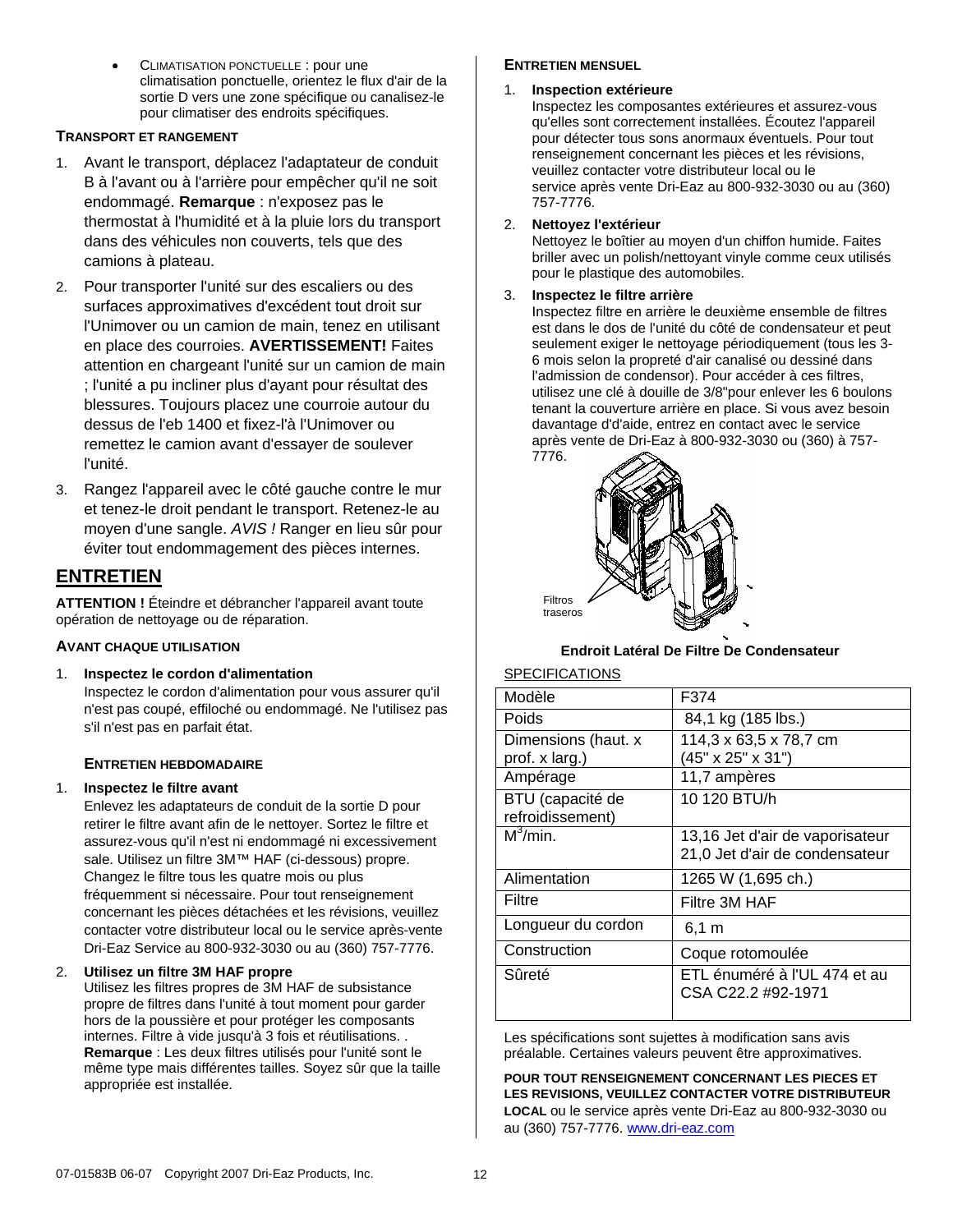- CLIMATISATION PONCTUELLE : pour une climatisation ponctuelle, orientez le flux d'air de la sortie D vers une zone spécifique ou canalisez-le pour climatiser des endroits spécifiques.

### TRANSPORT ET RANGEMENT

1. Avant le transport, déplacez l'adaptateur de conduit B à l'avant ou à l'arrière pour empêcher qu'il ne soit endommagé. **Remarque** : n'exposez pas le thermostat à l'humidité et à la pluie lors du transport dans des véhicules non couverts, tels que des camions à plateau.
2. Pour transporter l'unité sur des escaliers ou des surfaces approximatives d'excédent tout droit sur l'Unimover ou un camion de main, tenez en utilisant en place des courroies. **AVERTISSEMENT!** Faites attention en chargeant l'unité sur un camion de main ; l'unité a pu incliner plus d'ayant pour résultat des blessures. Toujours placez une courroie autour du dessus de l'eb 1400 et fixez-l'à l'Unimover ou remettez le camion avant d'essayer de soulever l'unité.
3. Rangez l'appareil avec le côté gauche contre le mur et tenez-le droit pendant le transport. Retenez-le au moyen d'une sangle. *AVIS !* Ranger en lieu sûr pour éviter tout endommagement des pièces internes.

## ENTRETIEN

**ATTENTION !** Éteindre et débrancher l'appareil avant toute opération de nettoyage ou de réparation.

### AVANT CHAQUE UTILISATION

1. **Inspectez le cordon d'alimentation**
   Inspectez le cordon d'alimentation pour vous assurer qu'il n'est pas coupé, effiloché ou endommagé. Ne l'utilisez pas s'il n'est pas en parfait état.

### ENTRETIEN HEBDOMADAIRE

1. **Inspectez le filtre avant**
   Enlevez les adaptateurs de conduit de la sortie D pour retirer le filtre avant afin de le nettoyer. Sortez le filtre et assurez-vous qu'il n'est ni endommagé ni excessivement sale. Utilisez un filtre 3M™ HAF (ci-dessous) propre. Changez le filtre tous les quatre mois ou plus fréquemment si nécessaire. Pour tout renseignement concernant les pièces détachées et les révisions, veuillez contacter votre distributeur local ou le service après-vente Dri-Eaz Service au 800-932-3030 ou au (360) 757-7776.
2. **Utilisez un filtre 3M HAF propre**
   Utilisez les filtres propres de 3M HAF de subsistance propre de filtres dans l'unité à tout moment pour garder hors de la poussière et pour protéger les composants internes. Filtre à vide jusqu'à 3 fois et réutilisations. . **Remarque** : Les deux filtres utilisés pour l'unité sont le même type mais différentes tailles. Soyez sûr que la taille appropriée est installée.

### ENTRETIEN MENSUEL

1. **Inspection extérieure**
   Inspectez les composantes extérieures et assurez-vous qu'elles sont correctement installées. Écoutez l'appareil pour détecter tous sons anormaux éventuels. Pour tout renseignement concernant les pièces et les révisions, veuillez contacter votre distributeur local ou le service après vente Dri-Eaz au 800-932-3030 ou au (360) 757-7776.
2. **Nettoyez l'extérieur**
   Nettoyez le boîtier au moyen d'un chiffon humide. Faites briller avec un polish/nettoyant vinyle comme ceux utilisés pour le plastique des automobiles.
3. **Inspectez le filtre arrière**
   Inspectez filtre en arrière le deuxième ensemble de filtres est dans le dos de l'unité du côté de condensateur et peut seulement exiger le nettoyage périodiquement (tous les 3-6 mois selon la propreté d'air canalisé ou dessiné dans l'admission de condensor). Pour accéder à ces filtres, utilisez une clé à douille de 3/8"pour enlever les 6 boulons tenant la couverture arrière en place. Si vous avez besoin davantage d'aide, entrez en contact avec le service après vente de Dri-Eaz à 800-932-3030 ou (360) à 757-7776.

Filtros traseros

**Endroit Latéral De Filtre De Condensateur**

SPECIFICATIONS

| | |
|---|---|
| Modèle | F374 |
| Poids | 84,1 kg (185 lbs.) |
| Dimensions (haut. x prof. x larg.) | 114,3 x 63,5 x 78,7 cm (45" x 25" x 31") |
| Ampérage | 11,7 ampères |
| BTU (capacité de refroidissement) | 10 120 BTU/h |
| $M^3$/min. | 13,16 Jet d'air de vaporisateur<br>21,0 Jet d'air de condensateur |
| Alimentation | 1265 W (1,695 ch.) |
| Filtre | Filtre 3M HAF |
| Longueur du cordon | 6,1 m |
| Construction | Coque rotomoulée |
| Sûreté | ETL énuméré à l'UL 474 et au CSA C22.2 #92-1971 |

Les spécifications sont sujettes à modification sans avis préalable. Certaines valeurs peuvent être approximatives.

**POUR TOUT RENSEIGNEMENT CONCERNANT LES PIECES ET LES REVISIONS, VEUILLEZ CONTACTER VOTRE DISTRIBUTEUR LOCAL** ou le service après vente Dri-Eaz au 800-932-3030 ou au (360) 757-7776. www.dri-eaz.com

07-01583B 06-07 Copyright 2007 Dri-Eaz Products, Inc.